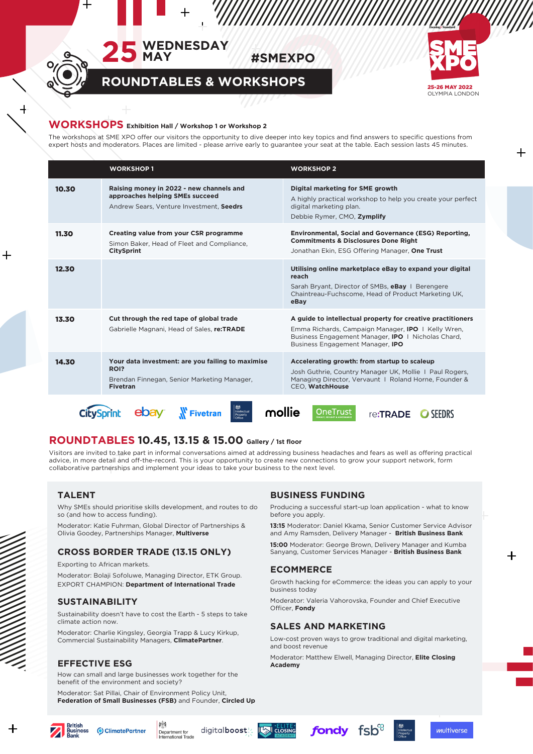# 25 WEDNESDAY MAY

## ROUNDTABLES & WORKSHOPS

#SMEXPO

SME XPO 25-26 MAY 2022 OLYMPIA LONDON

## WORKSHOPS Exhibition Hall / Workshop 1 or Workshop 2

The workshops at SME XPO offer our visitors the opportunity to dive deeper into key topics and find answers to specific questions from expert hosts and moderators. Places are limited - please arrive early to guarantee your seat at the table. Each session lasts 45 minutes.

| | WORKSHOP 1 | WORKSHOP 2 |
|---|---|---|
| **10.30** | **Raising money in 2022 - new channels and approaches helping SMEs succeed**<br>Andrew Sears, Venture Investment, **Seedrs** | **Digital marketing for SME growth**<br>A highly practical workshop to help you create your perfect digital marketing plan.<br>Debbie Rymer, CMO, **Zymplify** |
| **11.30** | **Creating value from your CSR programme**<br>Simon Baker, Head of Fleet and Compliance, **CitySprint** | **Environmental, Social and Governance (ESG) Reporting, Commitments & Disclosures Done Right**<br>Jonathan Ekin, ESG Offering Manager, **One Trust** |
| **12.30** | | **Utilising online marketplace eBay to expand your digital reach**<br>Sarah Bryant, Director of SMBs, **eBay** I Berengere Chaintreau-Fuchscome, Head of Product Marketing UK, **eBay** |
| **13.30** | **Cut through the red tape of global trade**<br>Gabrielle Magnani, Head of Sales, **re:TRADE** | **A guide to intellectual property for creative practitioners**<br>Emma Richards, Campaign Manager, **IPO** I Kelly Wren, Business Engagement Manager, **IPO** I Nicholas Chard, Business Engagement Manager, **IPO** |
| **14.30** | **Your data investment: are you failing to maximise ROI?**<br>Brendan Finnegan, Senior Marketing Manager, **Fivetran** | **Accelerating growth: from startup to scaleup**<br>Josh Guthrie, Country Manager UK, Mollie I Paul Rogers, Managing Director, Vervaunt I Roland Horne, Founder & CEO, **WatchHouse** |

CitySprint · ebay · Fivetran · Intellectual Property Office · mollie · OneTrust · re:TRADE · SEEDRS

## ROUNDTABLES 10.45, 13.15 & 15.00 Gallery / 1st floor

Visitors are invited to take part in informal conversations aimed at addressing business headaches and fears as well as offering practical advice, in more detail and off-the-record. This is your opportunity to create new connections to grow your support network, form collaborative partnerships and implement your ideas to take your business to the next level.

### TALENT

Why SMEs should prioritise skills development, and routes to do so (and how to access funding).

Moderator: Katie Fuhrman, Global Director of Partnerships & Olivia Goodey, Partnerships Manager, **Multiverse**

### CROSS BORDER TRADE (13.15 ONLY)

Exporting to African markets.

Moderator: Bolaji Sofoluwe, Managing Director, ETK Group.
EXPORT CHAMPION: **Department of International Trade**

### SUSTAINABILITY

Sustainability doesn't have to cost the Earth - 5 steps to take climate action now.

Moderator: Charlie Kingsley, Georgia Trapp & Lucy Kirkup, Commercial Sustainability Managers, **ClimatePartner**.

### EFFECTIVE ESG

How can small and large businesses work together for the benefit of the environment and society?

Moderator: Sat Pillai, Chair of Environment Policy Unit, **Federation of Small Businesses (FSB)** and Founder, **Circled Up**

### BUSINESS FUNDING

Producing a successful start-up loan application - what to know before you apply.

**13:15** Moderator: Daniel Kkama, Senior Customer Service Advisor and Amy Ramsden, Delivery Manager - **British Business Bank**

**15:00** Moderator: George Brown, Delivery Manager and Kumba Sanyang, Customer Services Manager - **British Business Bank**

### ECOMMERCE

Growth hacking for eCommerce: the ideas you can apply to your business today

Moderator: Valeria Vahorovska, Founder and Chief Executive Officer, **Fondy**

### SALES AND MARKETING

Low-cost proven ways to grow traditional and digital marketing, and boost revenue

Moderator: Matthew Elwell, Managing Director, **Elite Closing Academy**

British Business Bank · ClimatePartner · Department for International Trade · digitalboost · Elite Closing Academy · fondy · fsb · Intellectual Property Office · multiverse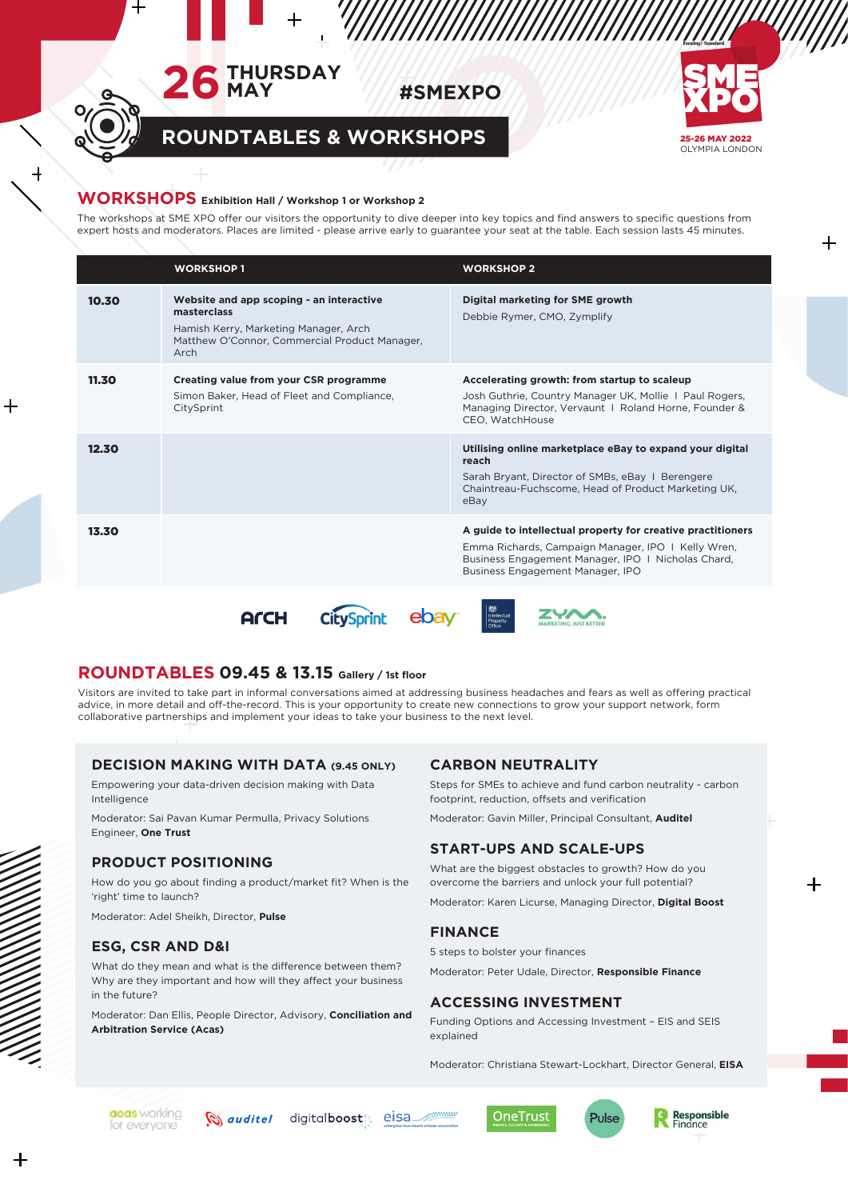# 26 THURSDAY MAY

#SMEXPO

## ROUNDTABLES & WORKSHOPS

SME XPO 25-26 MAY 2022 OLYMPIA LONDON

## WORKSHOPS Exhibition Hall / Workshop 1 or Workshop 2

The workshops at SME XPO offer our visitors the opportunity to dive deeper into key topics and find answers to specific questions from expert hosts and moderators. Places are limited - please arrive early to guarantee your seat at the table. Each session lasts 45 minutes.

| | WORKSHOP 1 | WORKSHOP 2 |
|---|---|---|
| **10.30** | **Website and app scoping - an interactive masterclass**<br>Hamish Kerry, Marketing Manager, Arch<br>Matthew O'Connor, Commercial Product Manager, Arch | **Digital marketing for SME growth**<br>Debbie Rymer, CMO, Zymplify |
| **11.30** | **Creating value from your CSR programme**<br>Simon Baker, Head of Fleet and Compliance, CitySprint | **Accelerating growth: from startup to scaleup**<br>Josh Guthrie, Country Manager UK, Mollie I Paul Rogers, Managing Director, Vervaunt I Roland Horne, Founder & CEO, WatchHouse |
| **12.30** | | **Utilising online marketplace eBay to expand your digital reach**<br>Sarah Bryant, Director of SMBs, eBay I Berengere Chaintreau-Fuchscome, Head of Product Marketing UK, eBay |
| **13.30** | | **A guide to intellectual property for creative practitioners**<br>Emma Richards, Campaign Manager, IPO I Kelly Wren, Business Engagement Manager, IPO I Nicholas Chard, Business Engagement Manager, IPO |

## ROUNDTABLES 09.45 & 13.15 Gallery / 1st floor

Visitors are invited to take part in informal conversations aimed at addressing business headaches and fears as well as offering practical advice, in more detail and off-the-record. This is your opportunity to create new connections to grow your support network, form collaborative partnerships and implement your ideas to take your business to the next level.

### DECISION MAKING WITH DATA (9.45 ONLY)

Empowering your data-driven decision making with Data Intelligence

Moderator: Sai Pavan Kumar Permulla, Privacy Solutions Engineer, **One Trust**

### PRODUCT POSITIONING

How do you go about finding a product/market fit? When is the 'right' time to launch?

Moderator: Adel Sheikh, Director, **Pulse**

### ESG, CSR AND D&I

What do they mean and what is the difference between them? Why are they important and how will they affect your business in the future?

Moderator: Dan Ellis, People Director, Advisory, **Conciliation and Arbitration Service (Acas)**

### CARBON NEUTRALITY

Steps for SMEs to achieve and fund carbon neutrality - carbon footprint, reduction, offsets and verification

Moderator: Gavin Miller, Principal Consultant, **Auditel**

### START-UPS AND SCALE-UPS

What are the biggest obstacles to growth? How do you overcome the barriers and unlock your full potential?

Moderator: Karen Licurse, Managing Director, **Digital Boost**

### FINANCE

5 steps to bolster your finances

Moderator: Peter Udale, Director, **Responsible Finance**

### ACCESSING INVESTMENT

Funding Options and Accessing Investment – EIS and SEIS explained

Moderator: Christiana Stewart-Lockhart, Director General, **EISA**